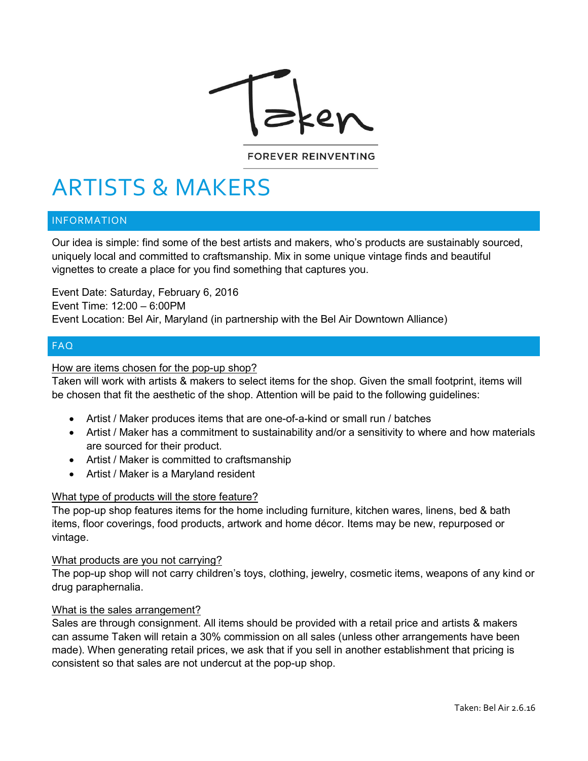Taken

FOREVER REINVENTING

# ARTISTS & MAKERS

## INFORMATION

Our idea is simple: find some of the best artists and makers, who's products are sustainably sourced, uniquely local and committed to craftsmanship. Mix in some unique vintage finds and beautiful vignettes to create a place for you find something that captures you.

Event Date: Saturday, February 6, 2016
Event Time: 12:00 – 6:00PM
Event Location: Bel Air, Maryland (in partnership with the Bel Air Downtown Alliance)

## FAQ

### How are items chosen for the pop-up shop?

Taken will work with artists & makers to select items for the shop. Given the small footprint, items will be chosen that fit the aesthetic of the shop. Attention will be paid to the following guidelines:

- Artist / Maker produces items that are one-of-a-kind or small run / batches
- Artist / Maker has a commitment to sustainability and/or a sensitivity to where and how materials are sourced for their product.
- Artist / Maker is committed to craftsmanship
- Artist / Maker is a Maryland resident

### What type of products will the store feature?

The pop-up shop features items for the home including furniture, kitchen wares, linens, bed & bath items, floor coverings, food products, artwork and home décor. Items may be new, repurposed or vintage.

### What products are you not carrying?

The pop-up shop will not carry children's toys, clothing, jewelry, cosmetic items, weapons of any kind or drug paraphernalia.

### What is the sales arrangement?

Sales are through consignment. All items should be provided with a retail price and artists & makers can assume Taken will retain a 30% commission on all sales (unless other arrangements have been made). When generating retail prices, we ask that if you sell in another establishment that pricing is consistent so that sales are not undercut at the pop-up shop.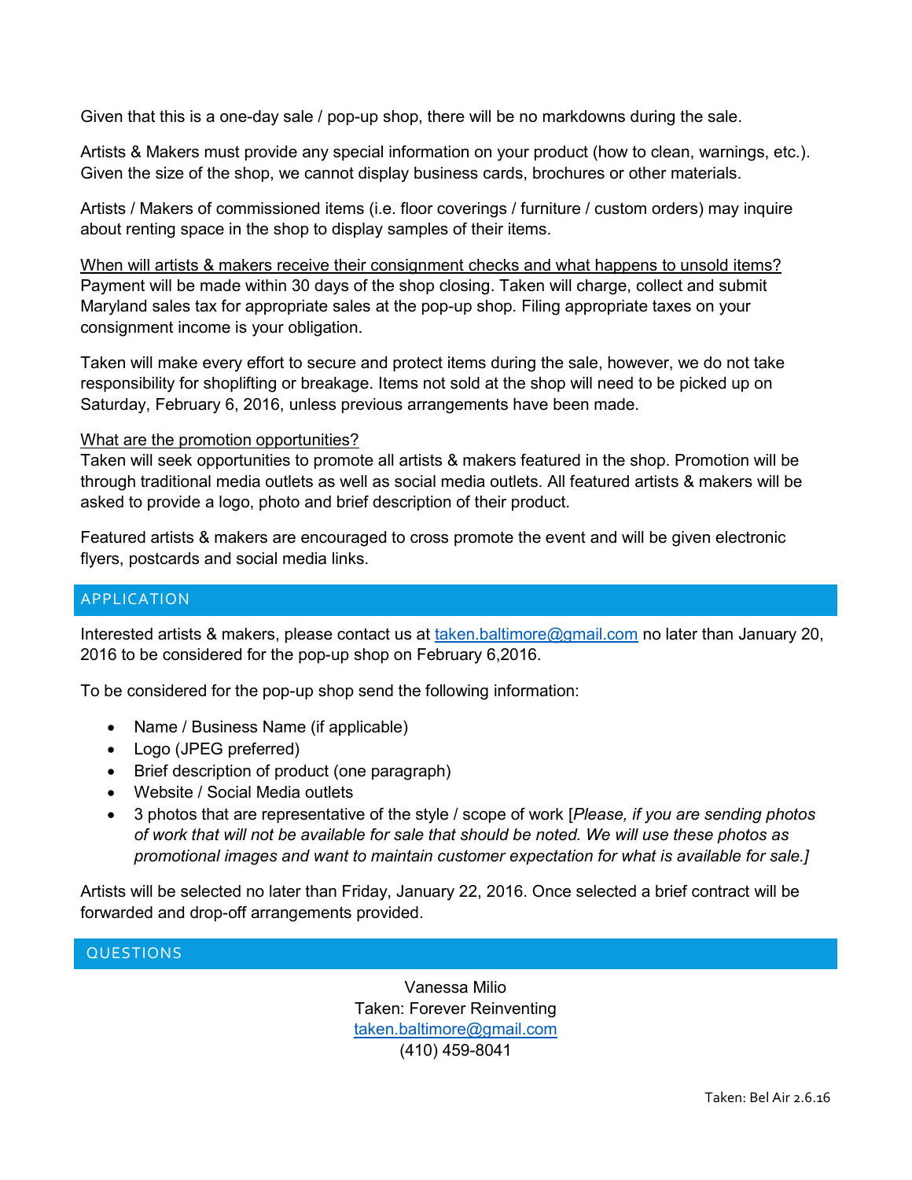Given that this is a one-day sale / pop-up shop, there will be no markdowns during the sale.

Artists & Makers must provide any special information on your product (how to clean, warnings, etc.). Given the size of the shop, we cannot display business cards, brochures or other materials.

Artists / Makers of commissioned items (i.e. floor coverings / furniture / custom orders) may inquire about renting space in the shop to display samples of their items.

When will artists & makers receive their consignment checks and what happens to unsold items?
Payment will be made within 30 days of the shop closing. Taken will charge, collect and submit Maryland sales tax for appropriate sales at the pop-up shop. Filing appropriate taxes on your consignment income is your obligation.

Taken will make every effort to secure and protect items during the sale, however, we do not take responsibility for shoplifting or breakage. Items not sold at the shop will need to be picked up on Saturday, February 6, 2016, unless previous arrangements have been made.

What are the promotion opportunities?
Taken will seek opportunities to promote all artists & makers featured in the shop. Promotion will be through traditional media outlets as well as social media outlets. All featured artists & makers will be asked to provide a logo, photo and brief description of their product.

Featured artists & makers are encouraged to cross promote the event and will be given electronic flyers, postcards and social media links.

## APPLICATION

Interested artists & makers, please contact us at taken.baltimore@gmail.com no later than January 20, 2016 to be considered for the pop-up shop on February 6,2016.

To be considered for the pop-up shop send the following information:

- Name / Business Name (if applicable)
- Logo (JPEG preferred)
- Brief description of product (one paragraph)
- Website / Social Media outlets
- 3 photos that are representative of the style / scope of work [*Please, if you are sending photos of work that will not be available for sale that should be noted. We will use these photos as promotional images and want to maintain customer expectation for what is available for sale.]*

Artists will be selected no later than Friday, January 22, 2016. Once selected a brief contract will be forwarded and drop-off arrangements provided.

## QUESTIONS

Vanessa Milio
Taken: Forever Reinventing
taken.baltimore@gmail.com
(410) 459-8041